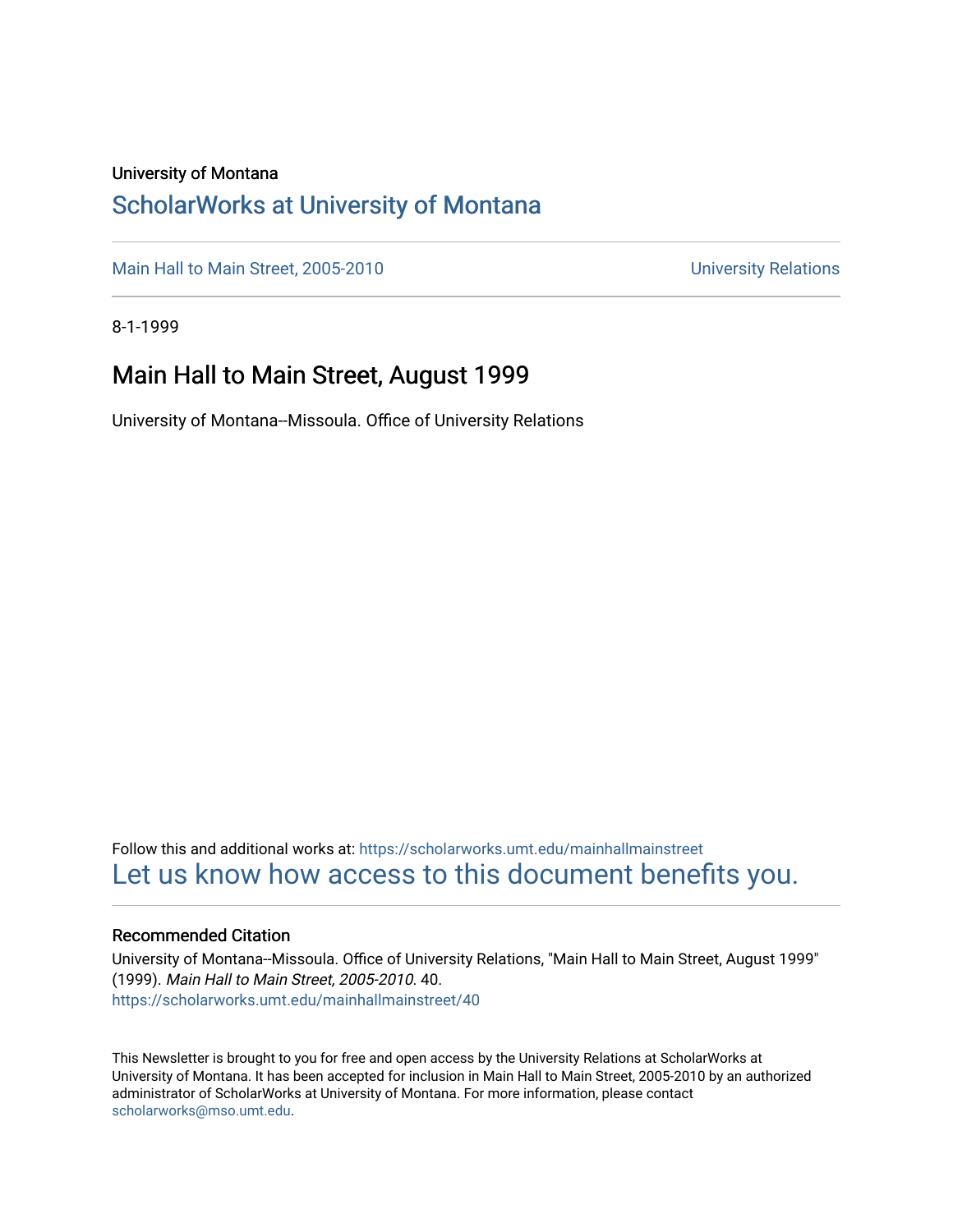University of Montana

# ScholarWorks at University of Montana

Main Hall to Main Street, 2005-2010 | University Relations

8-1-1999

## Main Hall to Main Street, August 1999

University of Montana--Missoula. Office of University Relations

Follow this and additional works at: https://scholarworks.umt.edu/mainhallmainstreet

Let us know how access to this document benefits you.

### Recommended Citation

University of Montana--Missoula. Office of University Relations, "Main Hall to Main Street, August 1999" (1999). *Main Hall to Main Street, 2005-2010*. 40.
https://scholarworks.umt.edu/mainhallmainstreet/40

This Newsletter is brought to you for free and open access by the University Relations at ScholarWorks at University of Montana. It has been accepted for inclusion in Main Hall to Main Street, 2005-2010 by an authorized administrator of ScholarWorks at University of Montana. For more information, please contact scholarworks@mso.umt.edu.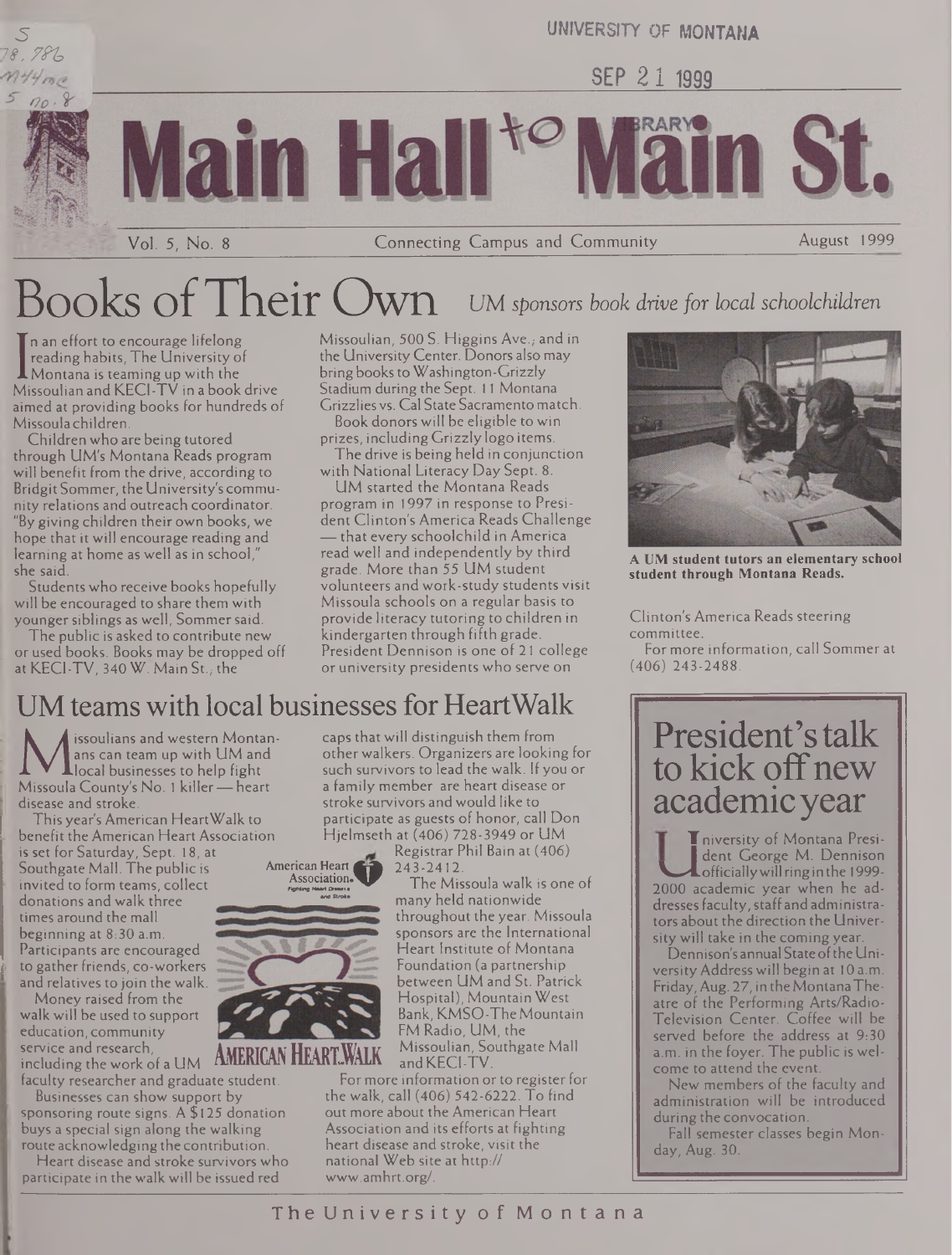UNIVERSITY OF MONTANA

SEP 21 1999

LIBRARY

# Main Hall to Main St.

Vol. 5, No. 8 — Connecting Campus and Community — August 1999

# Books of Their Own

*UM sponsors book drive for local schoolchildren*

In an effort to encourage lifelong reading habits, The University of Montana is teaming up with the Missoulian and KECI-TV in a book drive aimed at providing books for hundreds of Missoula children.

Children who are being tutored through UM's Montana Reads program will benefit from the drive, according to Bridgit Sommer, the University's community relations and outreach coordinator. "By giving children their own books, we hope that it will encourage reading and learning at home as well as in school," she said.

Students who receive books hopefully will be encouraged to share them with younger siblings as well, Sommer said.

The public is asked to contribute new or used books. Books may be dropped off at KECI-TV, 340 W. Main St.; the Missoulian, 500 S. Higgins Ave.; and in the University Center. Donors also may bring books to Washington-Grizzly Stadium during the Sept. 11 Montana Grizzlies vs. Cal State Sacramento match.

Book donors will be eligible to win prizes, including Grizzly logo items.

The drive is being held in conjunction with National Literacy Day Sept. 8.

UM started the Montana Reads program in 1997 in response to President Clinton's America Reads Challenge — that every schoolchild in America read well and independently by third grade. More than 55 UM student volunteers and work-study students visit Missoula schools on a regular basis to provide literacy tutoring to children in kindergarten through fifth grade. President Dennison is one of 21 college or university presidents who serve on Clinton's America Reads steering committee.

For more information, call Sommer at (406) 243-2488.

**A UM student tutors an elementary school student through Montana Reads.**

## UM teams with local businesses for HeartWalk

Missoulians and western Montanans can team up with UM and local businesses to help fight Missoula County's No. 1 killer — heart disease and stroke.

This year's American HeartWalk to benefit the American Heart Association is set for Saturday, Sept. 18, at Southgate Mall. The public is invited to form teams, collect donations and walk three times around the mall beginning at 8:30 a.m. Participants are encouraged to gather friends, co-workers and relatives to join the walk.

Money raised from the walk will be used to support education, community service and research, including the work of a UM faculty researcher and graduate student.

Businesses can show support by sponsoring route signs. A $125 donation buys a special sign along the walking route acknowledging the contribution.

Heart disease and stroke survivors who participate in the walk will be issued red caps that will distinguish them from other walkers. Organizers are looking for such survivors to lead the walk. If you or a family member are heart disease or stroke survivors and would like to participate as guests of honor, call Don Hjelmseth at (406) 728-3949 or UM Registrar Phil Bain at (406) 243-2412.

The Missoula walk is one of many held nationwide throughout the year. Missoula sponsors are the International Heart Institute of Montana Foundation (a partnership between UM and St. Patrick Hospital), Mountain West Bank, KMSO-The Mountain FM Radio, UM, the Missoulian, Southgate Mall and KECI-TV.

For more information or to register for the walk, call (406) 542-6222. To find out more about the American Heart Association and its efforts at fighting heart disease and stroke, visit the national Web site at http://www.amhrt.org/.

American Heart Association. Fighting Heart Disease and Stroke

AMERICAN HEARTWALK

## President's talk to kick off new academic year

University of Montana President George M. Dennison officially will ring in the 1999-2000 academic year when he addresses faculty, staff and administrators about the direction the University will take in the coming year.

Dennison's annual State of the University Address will begin at 10 a.m. Friday, Aug. 27, in the Montana Theatre of the Performing Arts/Radio-Television Center. Coffee will be served before the address at 9:30 a.m. in the foyer. The public is welcome to attend the event.

New members of the faculty and administration will be introduced during the convocation.

Fall semester classes begin Monday, Aug. 30.

The University of Montana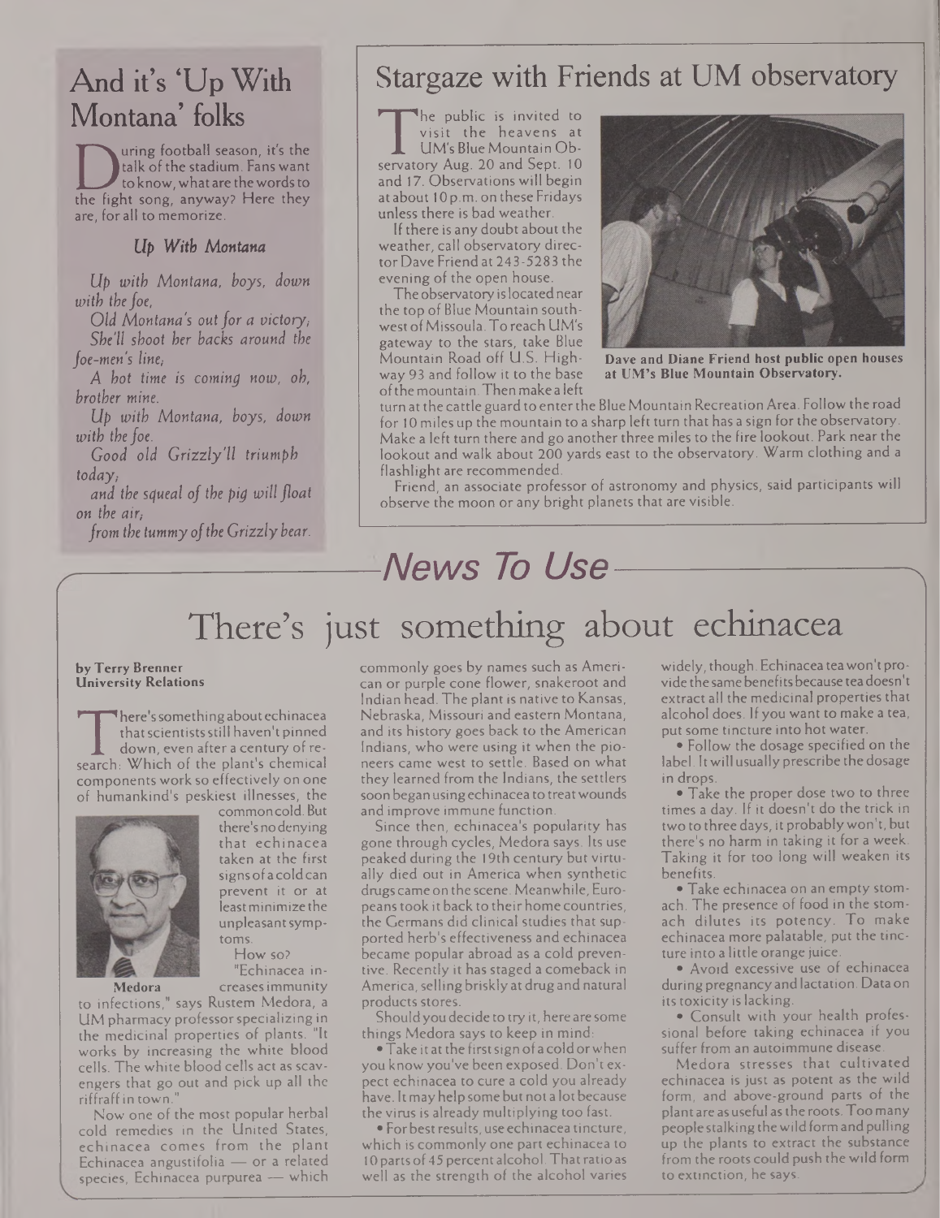## And it's 'Up With Montana' folks

During football season, it's the talk of the stadium. Fans want to know, what are the words to the fight song, anyway? Here they are, for all to memorize.

### *Up With Montana*

*Up with Montana, boys, down with the foe,*

*Old Montana's out for a victory;*

*She'll shoot her backs around the foe-men's line;*

*A hot time is coming now, oh, brother mine.*

*Up with Montana, boys, down with the foe.*

*Good old Grizzly'll triumph today;*

*and the squeal of the pig will float on the air;*

*from the tummy of the Grizzly bear.*

## Stargaze with Friends at UM observatory

The public is invited to visit the heavens at UM's Blue Mountain Observatory Aug. 20 and Sept. 10 and 17. Observations will begin at about 10 p.m. on these Fridays unless there is bad weather.

If there is any doubt about the weather, call observatory director Dave Friend at 243-5283 the evening of the open house.

The observatory is located near the top of Blue Mountain southwest of Missoula. To reach UM's gateway to the stars, take Blue Mountain Road off U.S. Highway 93 and follow it to the base of the mountain. Then make a left turn at the cattle guard to enter the Blue Mountain Recreation Area. Follow the road for 10 miles up the mountain to a sharp left turn that has a sign for the observatory. Make a left turn there and go another three miles to the fire lookout. Park near the lookout and walk about 200 yards east to the observatory. Warm clothing and a flashlight are recommended.

Friend, an associate professor of astronomy and physics, said participants will observe the moon or any bright planets that are visible.

**Dave and Diane Friend host public open houses at UM's Blue Mountain Observatory.**

# *News To Use*

## There's just something about echinacea

**by Terry Brenner**
**University Relations**

There's something about echinacea that scientists still haven't pinned down, even after a century of research: Which of the plant's chemical components work so effectively on one of humankind's peskiest illnesses, the common cold. But there's no denying that echinacea taken at the first signs of a cold can prevent it or at least minimize the unpleasant symptoms.

**Medora**

How so?

"Echinacea increases immunity to infections," says Rustem Medora, a UM pharmacy professor specializing in the medicinal properties of plants. "It works by increasing the white blood cells. The white blood cells act as scavengers that go out and pick up all the riffraff in town."

Now one of the most popular herbal cold remedies in the United States, echinacea comes from the plant Echinacea angustifolia — or a related species, Echinacea purpurea — which commonly goes by names such as American or purple cone flower, snakeroot and Indian head. The plant is native to Kansas, Nebraska, Missouri and eastern Montana, and its history goes back to the American Indians, who were using it when the pioneers came west to settle. Based on what they learned from the Indians, the settlers soon began using echinacea to treat wounds and improve immune function.

Since then, echinacea's popularity has gone through cycles, Medora says. Its use peaked during the 19th century but virtually died out in America when synthetic drugs came on the scene. Meanwhile, Europeans took it back to their home countries, the Germans did clinical studies that supported herb's effectiveness and echinacea became popular abroad as a cold preventive. Recently it has staged a comeback in America, selling briskly at drug and natural products stores.

Should you decide to try it, here are some things Medora says to keep in mind:

- Take it at the first sign of a cold or when you know you've been exposed. Don't expect echinacea to cure a cold you already have. It may help some but not a lot because the virus is already multiplying too fast.
- For best results, use echinacea tincture, which is commonly one part echinacea to 10 parts of 45 percent alcohol. That ratio as well as the strength of the alcohol varies widely, though. Echinacea tea won't provide the same benefits because tea doesn't extract all the medicinal properties that alcohol does. If you want to make a tea, put some tincture into hot water.
- Follow the dosage specified on the label. It will usually prescribe the dosage in drops.
- Take the proper dose two to three times a day. If it doesn't do the trick in two to three days, it probably won't, but there's no harm in taking it for a week. Taking it for too long will weaken its benefits.
- Take echinacea on an empty stomach. The presence of food in the stomach dilutes its potency. To make echinacea more palatable, put the tincture into a little orange juice.
- Avoid excessive use of echinacea during pregnancy and lactation. Data on its toxicity is lacking.
- Consult with your health professional before taking echinacea if you suffer from an autoimmune disease.

Medora stresses that cultivated echinacea is just as potent as the wild form, and above-ground parts of the plant are as useful as the roots. Too many people stalking the wild form and pulling up the plants to extract the substance from the roots could push the wild form to extinction, he says.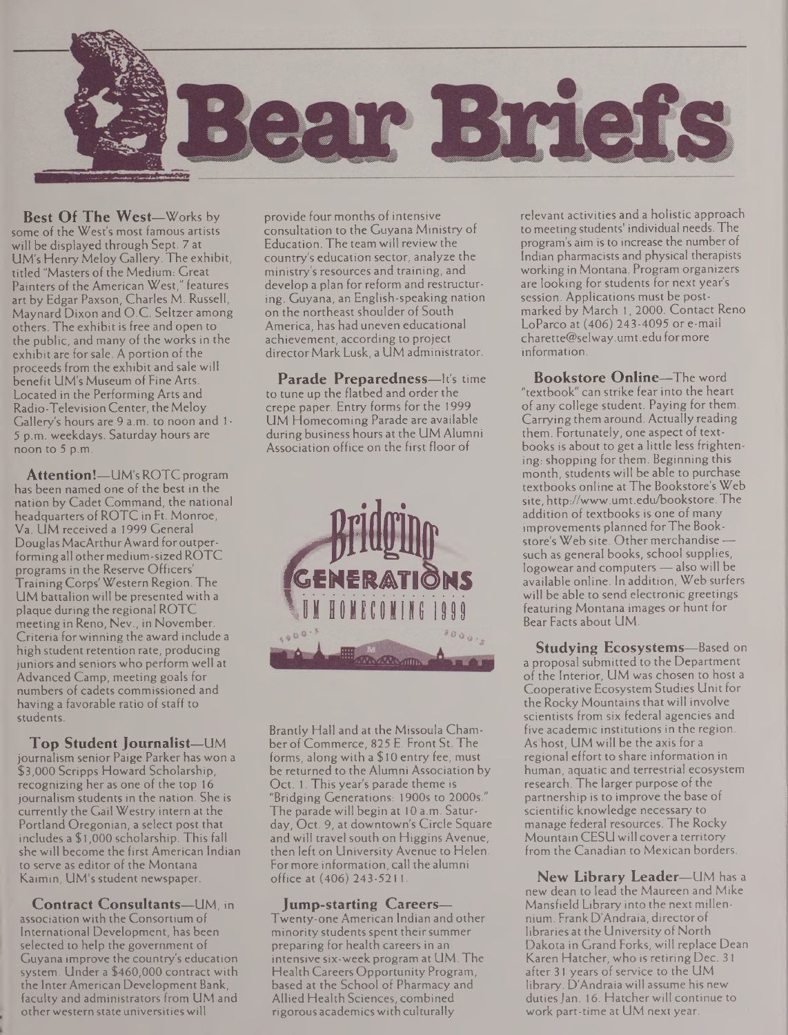# Bear Briefs

**Best Of The West**—Works by some of the West's most famous artists will be displayed through Sept. 7 at UM's Henry Meloy Gallery. The exhibit, titled "Masters of the Medium: Great Painters of the American West," features art by Edgar Paxson, Charles M. Russell, Maynard Dixon and O.C. Seltzer among others. The exhibit is free and open to the public, and many of the works in the exhibit are for sale. A portion of the proceeds from the exhibit and sale will benefit UM's Museum of Fine Arts. Located in the Performing Arts and Radio-Television Center, the Meloy Gallery's hours are 9 a.m. to noon and 1-5 p.m. weekdays. Saturday hours are noon to 5 p.m.

**Attention!**—UM's ROTC program has been named one of the best in the nation by Cadet Command, the national headquarters of ROTC in Ft. Monroe, Va. UM received a 1999 General Douglas MacArthur Award for outperforming all other medium-sized ROTC programs in the Reserve Officers' Training Corps' Western Region. The UM battalion will be presented with a plaque during the regional ROTC meeting in Reno, Nev., in November. Criteria for winning the award include a high student retention rate, producing juniors and seniors who perform well at Advanced Camp, meeting goals for numbers of cadets commissioned and having a favorable ratio of staff to students.

**Top Student Journalist**—UM journalism senior Paige Parker has won a $3,000 Scripps Howard Scholarship, recognizing her as one of the top 16 journalism students in the nation. She is currently the Gail Westry intern at the Portland Oregonian, a select post that includes a $1,000 scholarship. This fall she will become the first American Indian to serve as editor of the Montana Kaimin, UM's student newspaper.

**Contract Consultants**—UM, in association with the Consortium of International Development, has been selected to help the government of Guyana improve the country's education system. Under a $460,000 contract with the Inter American Development Bank, faculty and administrators from UM and other western state universities will provide four months of intensive consultation to the Guyana Ministry of Education. The team will review the country's education sector, analyze the ministry's resources and training, and develop a plan for reform and restructuring. Guyana, an English-speaking nation on the northeast shoulder of South America, has had uneven educational achievement, according to project director Mark Lusk, a UM administrator.

**Parade Preparedness**—It's time to tune up the flatbed and order the crepe paper. Entry forms for the 1999 UM Homecoming Parade are available during business hours at the UM Alumni Association office on the first floor of Brantly Hall and at the Missoula Chamber of Commerce, 825 E. Front St. The forms, along with a $10 entry fee, must be returned to the Alumni Association by Oct. 1. This year's parade theme is "Bridging Generations: 1900s to 2000s." The parade will begin at 10 a.m. Saturday, Oct. 9, at downtown's Circle Square and will travel south on Higgins Avenue, then left on University Avenue to Helen. For more information, call the alumni office at (406) 243-5211.

Bridging Generations
UM Homecoming 1999
1900's 2000's

**Jump-starting Careers**—Twenty-one American Indian and other minority students spent their summer preparing for health careers in an intensive six-week program at UM. The Health Careers Opportunity Program, based at the School of Pharmacy and Allied Health Sciences, combined rigorous academics with culturally relevant activities and a holistic approach to meeting students' individual needs. The program's aim is to increase the number of Indian pharmacists and physical therapists working in Montana. Program organizers are looking for students for next year's session. Applications must be postmarked by March 1, 2000. Contact Reno LoParco at (406) 243-4095 or e-mail charette@selway.umt.edu for more information.

**Bookstore Online**—The word "textbook" can strike fear into the heart of any college student. Paying for them. Carrying them around. Actually reading them. Fortunately, one aspect of textbooks is about to get a little less frightening: shopping for them. Beginning this month, students will be able to purchase textbooks online at The Bookstore's Web site, http://www.umt.edu/bookstore. The addition of textbooks is one of many improvements planned for The Bookstore's Web site. Other merchandise — such as general books, school supplies, logowear and computers — also will be available online. In addition, Web surfers will be able to send electronic greetings featuring Montana images or hunt for Bear Facts about UM.

**Studying Ecosystems**—Based on a proposal submitted to the Department of the Interior, UM was chosen to host a Cooperative Ecosystem Studies Unit for the Rocky Mountains that will involve scientists from six federal agencies and five academic institutions in the region. As host, UM will be the axis for a regional effort to share information in human, aquatic and terrestrial ecosystem research. The larger purpose of the partnership is to improve the base of scientific knowledge necessary to manage federal resources. The Rocky Mountain CESU will cover a territory from the Canadian to Mexican borders.

**New Library Leader**—UM has a new dean to lead the Maureen and Mike Mansfield Library into the next millennium. Frank D'Andraia, director of libraries at the University of North Dakota in Grand Forks, will replace Dean Karen Hatcher, who is retiring Dec. 31 after 31 years of service to the UM library. D'Andraia will assume his new duties Jan. 16. Hatcher will continue to work part-time at UM next year.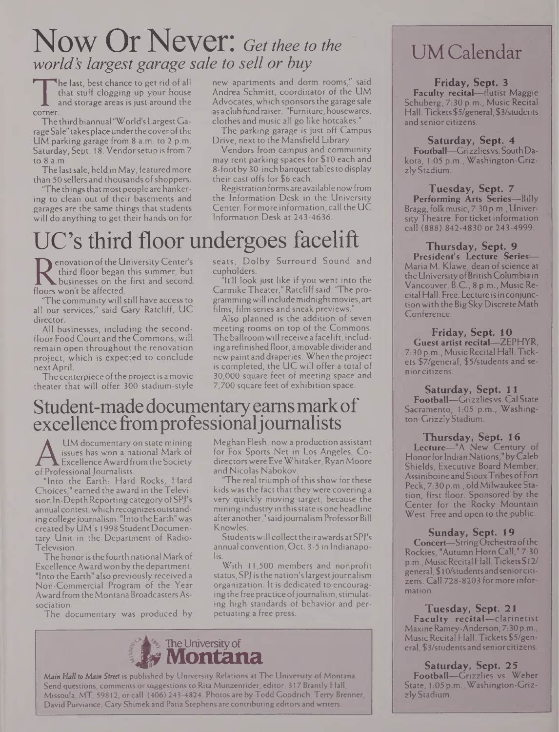# Now Or Never: *Get thee to the world's largest garage sale to sell or buy*

The last, best chance to get rid of all that stuff clogging up your house and storage areas is just around the corner.

The third biannual "World's Largest Garage Sale" takes place under the cover of the UM parking garage from 8 a.m. to 2 p.m. Saturday, Sept. 18. Vendor setup is from 7 to 8 a.m.

The last sale, held in May, featured more than 50 sellers and thousands of shoppers.

"The things that most people are hankering to clean out of their basements and garages are the same things that students will do anything to get their hands on for new apartments and dorm rooms," said Andrea Schmitt, coordinator of the UM Advocates, which sponsors the garage sale as a club fund raiser. "Furniture, housewares, clothes and music all go like hotcakes."

The parking garage is just off Campus Drive, next to the Mansfield Library.

Vendors from campus and community may rent parking spaces for $10 each and 8-foot by 30-inch banquet tables to display their cast offs for $6 each.

Registration forms are available now from the Information Desk in the University Center. For more information, call the UC Information Desk at 243-4636.

# UC's third floor undergoes facelift

Renovation of the University Center's third floor began this summer, but businesses on the first and second floors won't be affected.

"The community will still have access to all our services," said Gary Ratcliff, UC director.

All businesses, including the second-floor Food Court and the Commons, will remain open throughout the renovation project, which is expected to conclude next April.

The centerpiece of the project is a movie theater that will offer 300 stadium-style seats, Dolby Surround Sound and cupholders.

"It'll look just like if you went into the Carmike Theater," Ratcliff said. "The programming will include midnight movies, art films, film series and sneak previews."

Also planned is the addition of seven meeting rooms on top of the Commons. The ballroom will receive a facelift, including a refinished floor, a movable divider and new paint and draperies. When the project is completed, the UC will offer a total of 30,000 square feet of meeting space and 7,700 square feet of exhibition space.

# Student-made documentary earns mark of excellence from professional journalists

A UM documentary on state mining issues has won a national Mark of Excellence Award from the Society of Professional Journalists.

"Into the Earth: Hard Rocks, Hard Choices," earned the award in the Television In-Depth Reporting category of SPJ's annual contest, which recognizes outstanding college journalism. "Into the Earth" was created by UM's 1998 Student Documentary Unit in the Department of Radio-Television.

The honor is the fourth national Mark of Excellence Award won by the department. "Into the Earth" also previously received a Non-Commercial Program of the Year Award from the Montana Broadcasters Association.

The documentary was produced by Meghan Flesh, now a production assistant for Fox Sports Net in Los Angeles. Codirectors were Eve Whitaker, Ryan Moore and Nicolas Nabokov.

"The real triumph of this show for these kids was the fact that they were covering a very quickly moving target, because the mining industry in this state is one headline after another," said journalism Professor Bill Knowles.

Students will collect their awards at SPJ's annual convention, Oct. 3-5 in Indianapolis.

With 11,500 members and nonprofit status, SPJ is the nation's largest journalism organization. It is dedicated to encouraging the free practice of journalism, stimulating high standards of behavior and perpetuating a free press.

The University of Montana

*Main Hall to Main Street* is published by University Relations at The University of Montana. Send questions, comments or suggestions to Rita Munzenrider, editor, 317 Brantly Hall, Missoula, MT, 59812, or call (406) 243-4824. Photos are by Todd Goodrich. Terry Brenner, David Purviance, Cary Shimek and Patia Stephens are contributing editors and writers.

# UM Calendar

**Friday, Sept. 3**
**Faculty recital**—flutist Maggie Schuberg, 7:30 p.m., Music Recital Hall. Tickets $5/general, $3/students and senior citizens.

**Saturday, Sept. 4**
**Football**—Grizzlies vs. South Dakota, 1:05 p.m., Washington-Grizzly Stadium.

**Tuesday, Sept. 7**
**Performing Arts Series**—Billy Bragg, folk music, 7:30 p.m., University Theatre. For ticket information call (888) 842-4830 or 243-4999.

**Thursday, Sept. 9**
**President's Lecture Series**—Maria M. Klawe, dean of science at the University of British Columbia in Vancouver, B.C., 8 p.m., Music Recital Hall. Free. Lecture is in conjunction with the Big Sky Discrete Math Conference.

**Friday, Sept. 10**
**Guest artist recital**—ZEPHYR, 7:30 p.m., Music Recital Hall. Tickets $7/general, $5/students and senior citizens.

**Saturday, Sept. 11**
**Football**—Grizzlies vs. Cal State Sacramento, 1:05 p.m., Washington-Grizzly Stadium.

**Thursday, Sept. 16**
**Lecture**—"A New Century of Honor for Indian Nations," by Caleb Shields, Executive Board Member, Assiniboine and Sioux Tribes of Fort Peck, 7:30 p.m., old Milwaukee Station, first floor. Sponsored by the Center for the Rocky Mountain West. Free and open to the public.

**Sunday, Sept. 19**
**Concert**—String Orchestra of the Rockies, "Autumn Horn Call," 7:30 p.m., Music Recital Hall. Tickets $12/general, $10/students and senior citizens. Call 728-8203 for more information.

**Tuesday, Sept. 21**
**Faculty recital**—clarinetist Maxine Ramey-Anderson, 7:30 p.m., Music Recital Hall. Tickets $5/general, $3/students and senior citizens.

**Saturday, Sept. 25**
**Football**—Grizzlies vs. Weber State, 1:05 p.m., Washington-Grizzly Stadium.